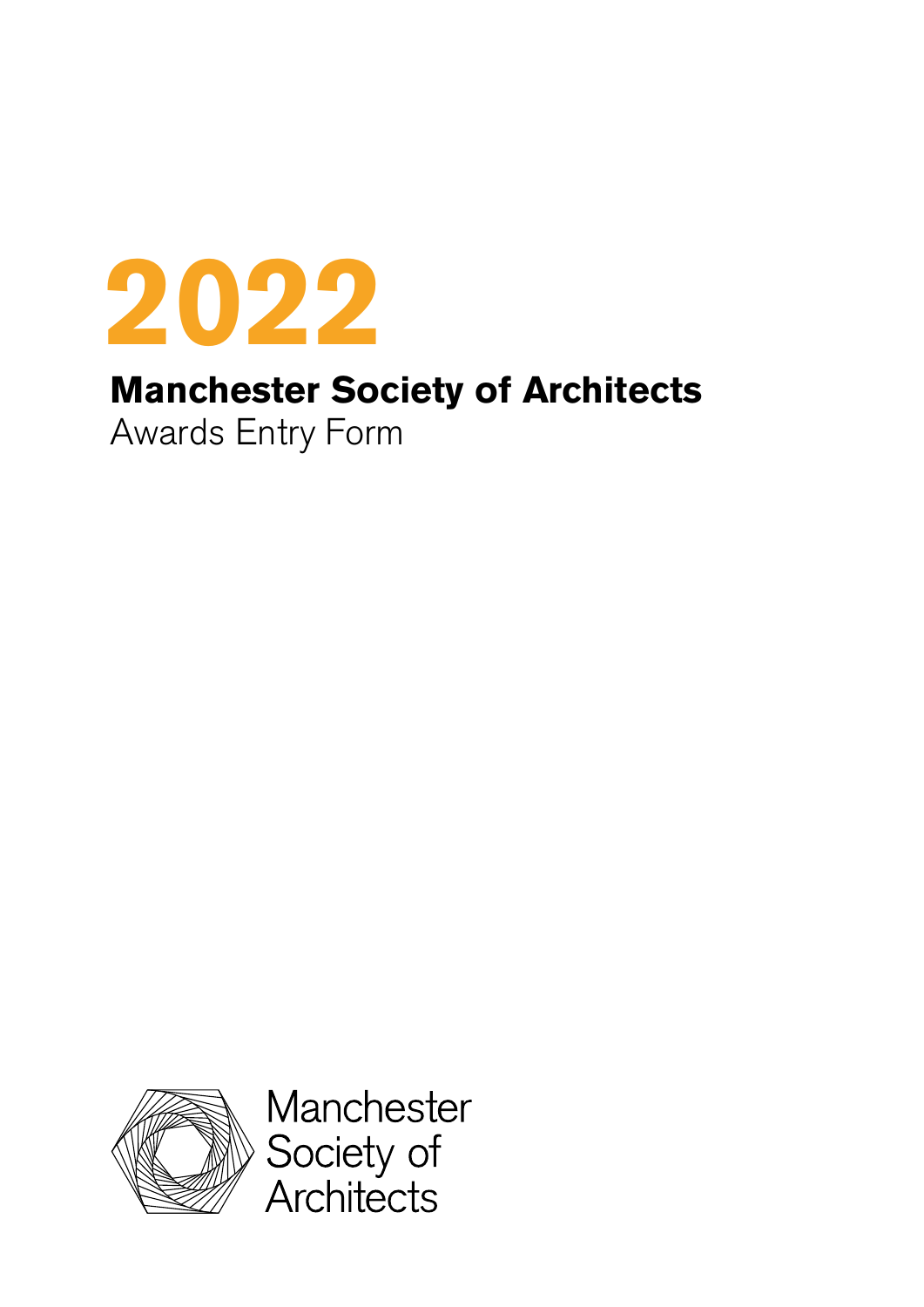# 2022

## Manchester Society of Architects

Awards Entry Form

Manchester Society of Architects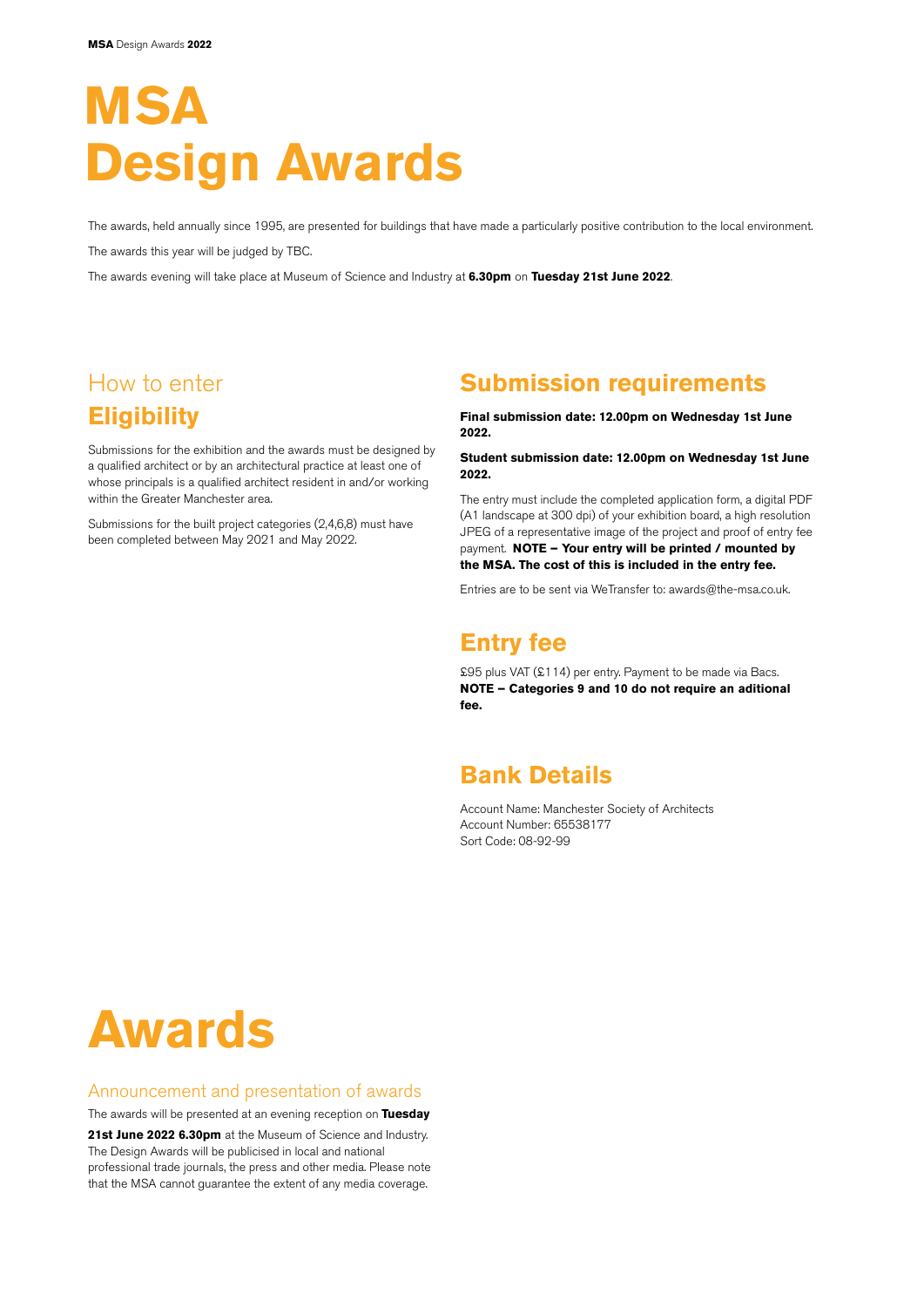# MSA Design Awards

The awards, held annually since 1995, are presented for buildings that have made a particularly positive contribution to the local environment.

The awards this year will be judged by TBC.

The awards evening will take place at Museum of Science and Industry at **6.30pm** on **Tuesday 21st June 2022**.

## How to enter

## Eligibility

Submissions for the exhibition and the awards must be designed by a qualified architect or by an architectural practice at least one of whose principals is a qualified architect resident in and/or working within the Greater Manchester area.

Submissions for the built project categories (2,4,6,8) must have been completed between May 2021 and May 2022.

## Submission requirements

**Final submission date: 12.00pm on Wednesday 1st June 2022.**

**Student submission date: 12.00pm on Wednesday 1st June 2022.**

The entry must include the completed application form, a digital PDF (A1 landscape at 300 dpi) of your exhibition board, a high resolution JPEG of a representative image of the project and proof of entry fee payment. **NOTE – Your entry will be printed / mounted by the MSA. The cost of this is included in the entry fee.**

Entries are to be sent via WeTransfer to: awards@the-msa.co.uk.

## Entry fee

£95 plus VAT (£114) per entry. Payment to be made via Bacs.
**NOTE – Categories 9 and 10 do not require an aditional fee.**

## Bank Details

Account Name: Manchester Society of Architects
Account Number: 65538177
Sort Code: 08-92-99

# Awards

## Announcement and presentation of awards

The awards will be presented at an evening reception on **Tuesday 21st June 2022 6.30pm** at the Museum of Science and Industry. The Design Awards will be publicised in local and national professional trade journals, the press and other media. Please note that the MSA cannot guarantee the extent of any media coverage.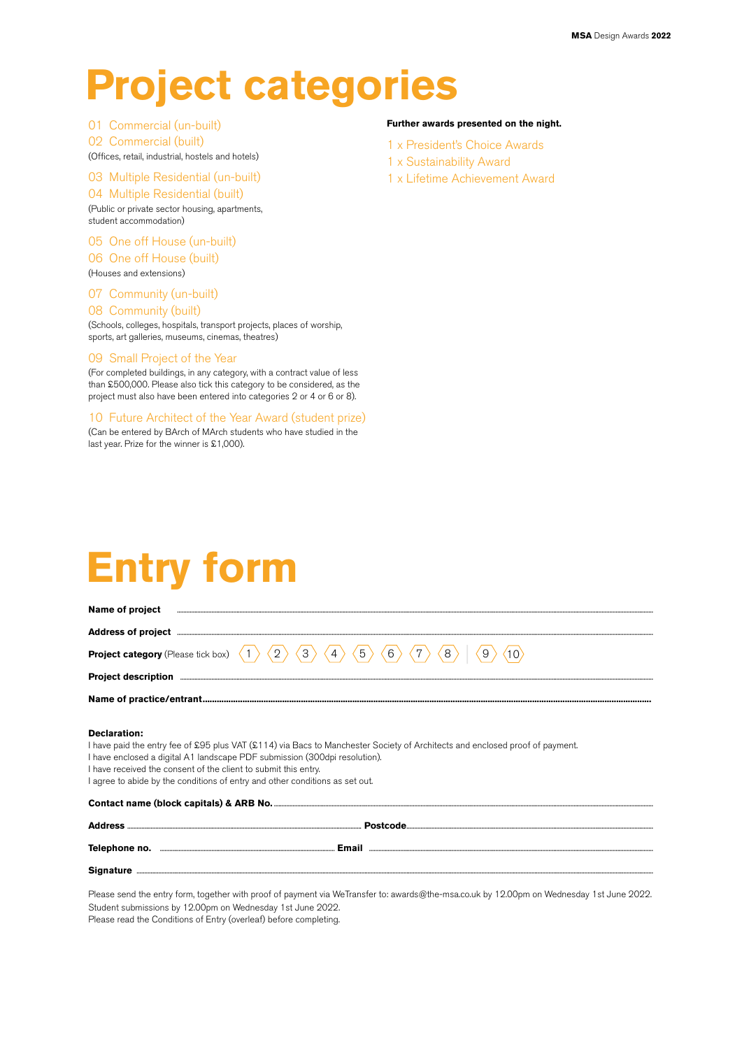# Project categories

01 Commercial (un-built)
02 Commercial (built)
(Offices, retail, industrial, hostels and hotels)

03 Multiple Residential (un-built)
04 Multiple Residential (built)
(Public or private sector housing, apartments, student accommodation)

05 One off House (un-built)
06 One off House (built)
(Houses and extensions)

07 Community (un-built)
08 Community (built)
(Schools, colleges, hospitals, transport projects, places of worship, sports, art galleries, museums, cinemas, theatres)

09 Small Project of the Year
(For completed buildings, in any category, with a contract value of less than £500,000. Please also tick this category to be considered, as the project must also have been entered into categories 2 or 4 or 6 or 8).

10 Future Architect of the Year Award (student prize)
(Can be entered by BArch of MArch students who have studied in the last year. Prize for the winner is £1,000).

**Further awards presented on the night.**

1 x President's Choice Awards
1 x Sustainability Award
1 x Lifetime Achievement Award

# Entry form

**Name of project** ..........................................................................

**Address of project** ..........................................................................

**Project category** (Please tick box) 1 2 3 4 5 6 7 8 | 9 10

**Project description** ..........................................................................

**Name of practice/entrant**..........................................................................

**Declaration:**
I have paid the entry fee of £95 plus VAT (£114) via Bacs to Manchester Society of Architects and enclosed proof of payment.
I have enclosed a digital A1 landscape PDF submission (300dpi resolution).
I have received the consent of the client to submit this entry.
I agree to abide by the conditions of entry and other conditions as set out.

**Contact name (block capitals) & ARB No.** ..........................................................................

**Address** .......................................... **Postcode**..........................................

**Telephone no.** .......................................... **Email** ..........................................

**Signature** ..........................................................................

Please send the entry form, together with proof of payment via WeTransfer to: awards@the-msa.co.uk by 12.00pm on Wednesday 1st June 2022.
Student submissions by 12.00pm on Wednesday 1st June 2022.
Please read the Conditions of Entry (overleaf) before completing.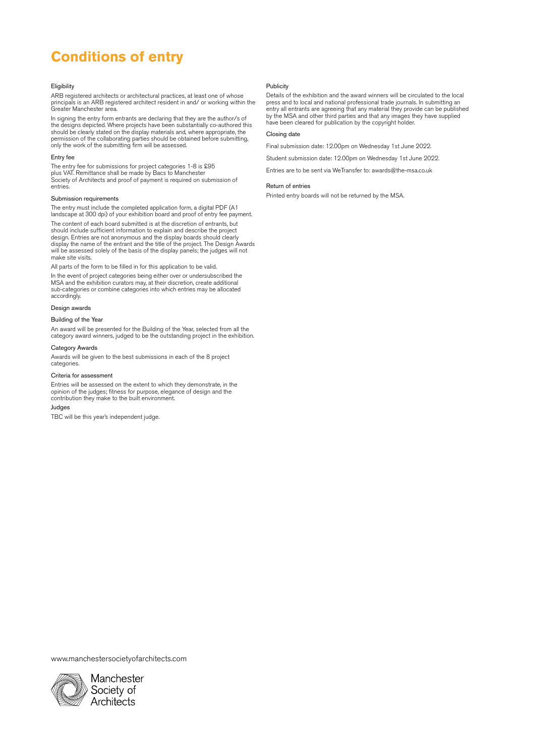# Conditions of entry

### Eligibility

ARB registered architects or architectural practices, at least one of whose principals is an ARB registered architect resident in and/ or working within the Greater Manchester area.

In signing the entry form entrants are declaring that they are the author/s of the designs depicted. Where projects have been substantially co-authored this should be clearly stated on the display materials and, where appropriate, the permission of the collaborating parties should be obtained before submitting, only the work of the submitting firm will be assessed.

### Entry fee

The entry fee for submissions for project categories 1-8 is £95 plus VAT. Remittance shall be made by Bacs to Manchester Society of Architects and proof of payment is required on submission of entries.

### Submission requirements

The entry must include the completed application form, a digital PDF (A1 landscape at 300 dpi) of your exhibition board and proof of entry fee payment.

The content of each board submitted is at the discretion of entrants, but should include sufficient information to explain and describe the project design. Entries are not anonymous and the display boards should clearly display the name of the entrant and the title of the project. The Design Awards will be assessed solely of the basis of the display panels; the judges will not make site visits.

All parts of the form to be filled in for this application to be valid.

In the event of project categories being either over or undersubscribed the MSA and the exhibition curators may, at their discretion, create additional sub-categories or combine categories into which entries may be allocated accordingly.

### Design awards

### Building of the Year

An award will be presented for the Building of the Year, selected from all the category award winners, judged to be the outstanding project in the exhibition.

### Category Awards

Awards will be given to the best submissions in each of the 8 project categories.

### Criteria for assessment

Entries will be assessed on the extent to which they demonstrate, in the opinion of the judges; fitness for purpose, elegance of design and the contribution they make to the built environment.

### Judges

TBC will be this year's independent judge.

### Publicity

Details of the exhibition and the award winners will be circulated to the local press and to local and national professional trade journals. In submitting an entry all entrants are agreeing that any material they provide can be published by the MSA and other third parties and that any images they have supplied have been cleared for publication by the copyright holder.

### Closing date

Final submission date: 12.00pm on Wednesday 1st June 2022.

Student submission date: 12.00pm on Wednesday 1st June 2022.

Entries are to be sent via WeTransfer to: awards@the-msa.co.uk

### Return of entries

Printed entry boards will not be returned by the MSA.

www.manchestersocietyofarchitects.com

Manchester Society of Architects